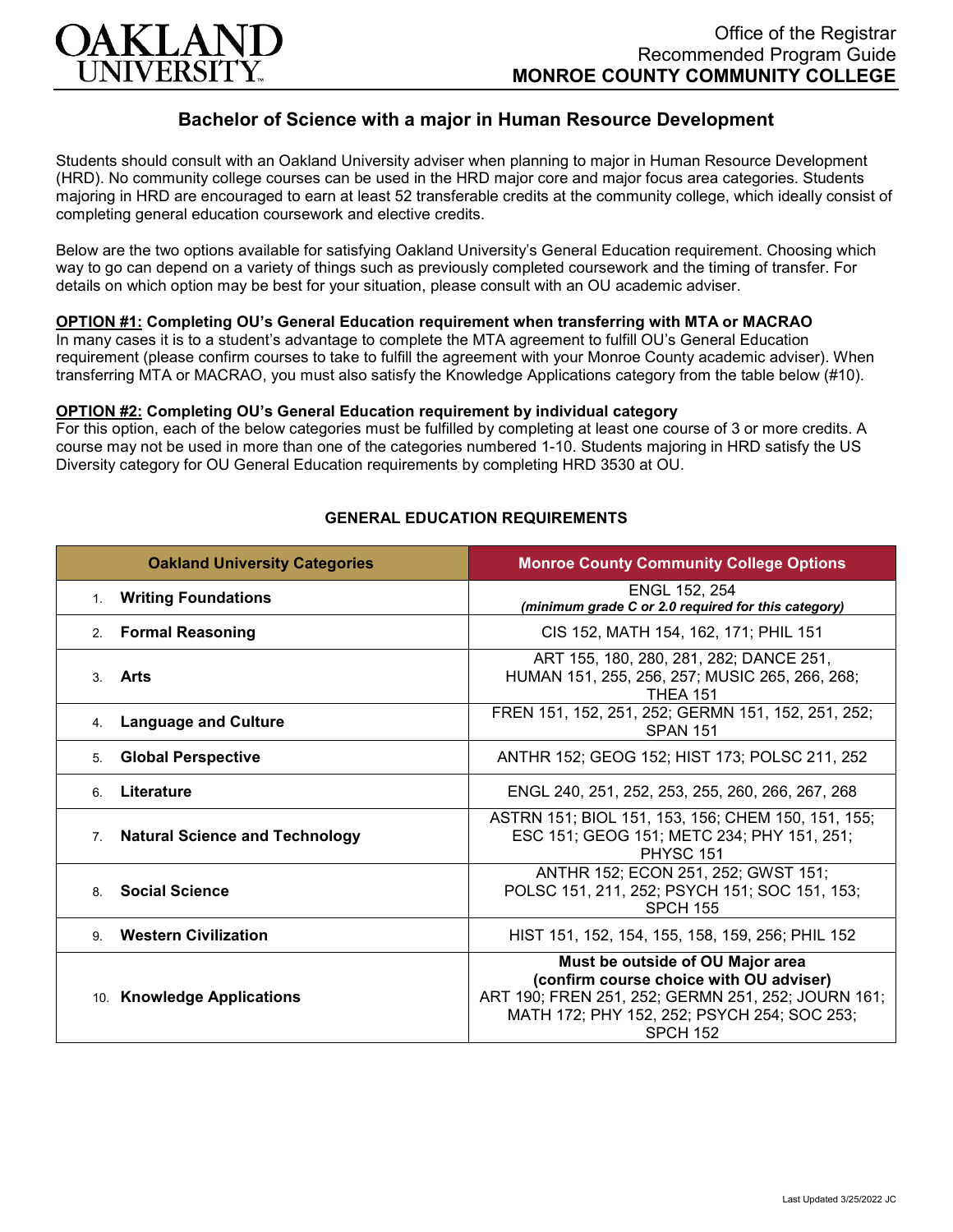Office of the Registrar
Recommended Program Guide
**MONROE COUNTY COMMUNITY COLLEGE**

# Bachelor of Science with a major in Human Resource Development

Students should consult with an Oakland University adviser when planning to major in Human Resource Development (HRD). No community college courses can be used in the HRD major core and major focus area categories. Students majoring in HRD are encouraged to earn at least 52 transferable credits at the community college, which ideally consist of completing general education coursework and elective credits.

Below are the two options available for satisfying Oakland University's General Education requirement. Choosing which way to go can depend on a variety of things such as previously completed coursework and the timing of transfer. For details on which option may be best for your situation, please consult with an OU academic adviser.

**OPTION #1: Completing OU's General Education requirement when transferring with MTA or MACRAO**
In many cases it is to a student's advantage to complete the MTA agreement to fulfill OU's General Education requirement (please confirm courses to take to fulfill the agreement with your Monroe County academic adviser). When transferring MTA or MACRAO, you must also satisfy the Knowledge Applications category from the table below (#10).

**OPTION #2: Completing OU's General Education requirement by individual category**
For this option, each of the below categories must be fulfilled by completing at least one course of 3 or more credits. A course may not be used in more than one of the categories numbered 1-10. Students majoring in HRD satisfy the US Diversity category for OU General Education requirements by completing HRD 3530 at OU.

## GENERAL EDUCATION REQUIREMENTS

| Oakland University Categories | Monroe County Community College Options |
|---|---|
| 1. **Writing Foundations** | ENGL 152, 254 *(minimum grade C or 2.0 required for this category)* |
| 2. **Formal Reasoning** | CIS 152, MATH 154, 162, 171; PHIL 151 |
| 3. **Arts** | ART 155, 180, 280, 281, 282; DANCE 251, HUMAN 151, 255, 256, 257; MUSIC 265, 266, 268; THEA 151 |
| 4. **Language and Culture** | FREN 151, 152, 251, 252; GERMN 151, 152, 251, 252; SPAN 151 |
| 5. **Global Perspective** | ANTHR 152; GEOG 152; HIST 173; POLSC 211, 252 |
| 6. **Literature** | ENGL 240, 251, 252, 253, 255, 260, 266, 267, 268 |
| 7. **Natural Science and Technology** | ASTRN 151; BIOL 151, 153, 156; CHEM 150, 151, 155; ESC 151; GEOG 151; METC 234; PHY 151, 251; PHYSC 151 |
| 8. **Social Science** | ANTHR 152; ECON 251, 252; GWST 151; POLSC 151, 211, 252; PSYCH 151; SOC 151, 153; SPCH 155 |
| 9. **Western Civilization** | HIST 151, 152, 154, 155, 158, 159, 256; PHIL 152 |
| 10. **Knowledge Applications** | **Must be outside of OU Major area (confirm course choice with OU adviser)** ART 190; FREN 251, 252; GERMN 251, 252; JOURN 161; MATH 172; PHY 152, 252; PSYCH 254; SOC 253; SPCH 152 |

Last Updated 3/25/2022 JC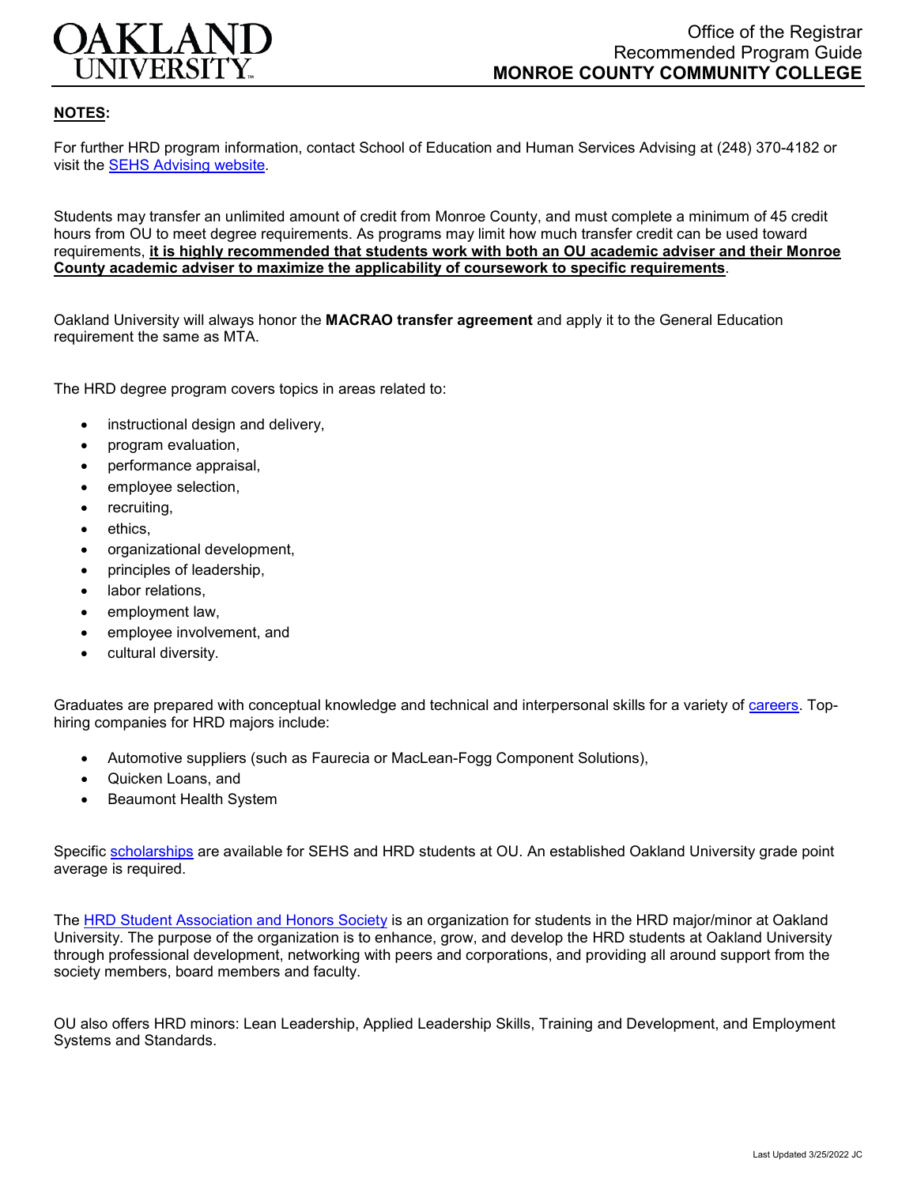**NOTES:**

For further HRD program information, contact School of Education and Human Services Advising at (248) 370-4182 or visit the SEHS Advising website.

Students may transfer an unlimited amount of credit from Monroe County, and must complete a minimum of 45 credit hours from OU to meet degree requirements. As programs may limit how much transfer credit can be used toward requirements, **it is highly recommended that students work with both an OU academic adviser and their Monroe County academic adviser to maximize the applicability of coursework to specific requirements**.

Oakland University will always honor the **MACRAO transfer agreement** and apply it to the General Education requirement the same as MTA.

The HRD degree program covers topics in areas related to:

- instructional design and delivery,
- program evaluation,
- performance appraisal,
- employee selection,
- recruiting,
- ethics,
- organizational development,
- principles of leadership,
- labor relations,
- employment law,
- employee involvement, and
- cultural diversity.

Graduates are prepared with conceptual knowledge and technical and interpersonal skills for a variety of careers. Top-hiring companies for HRD majors include:

- Automotive suppliers (such as Faurecia or MacLean-Fogg Component Solutions),
- Quicken Loans, and
- Beaumont Health System

Specific scholarships are available for SEHS and HRD students at OU. An established Oakland University grade point average is required.

The HRD Student Association and Honors Society is an organization for students in the HRD major/minor at Oakland University. The purpose of the organization is to enhance, grow, and develop the HRD students at Oakland University through professional development, networking with peers and corporations, and providing all around support from the society members, board members and faculty.

OU also offers HRD minors: Lean Leadership, Applied Leadership Skills, Training and Development, and Employment Systems and Standards.